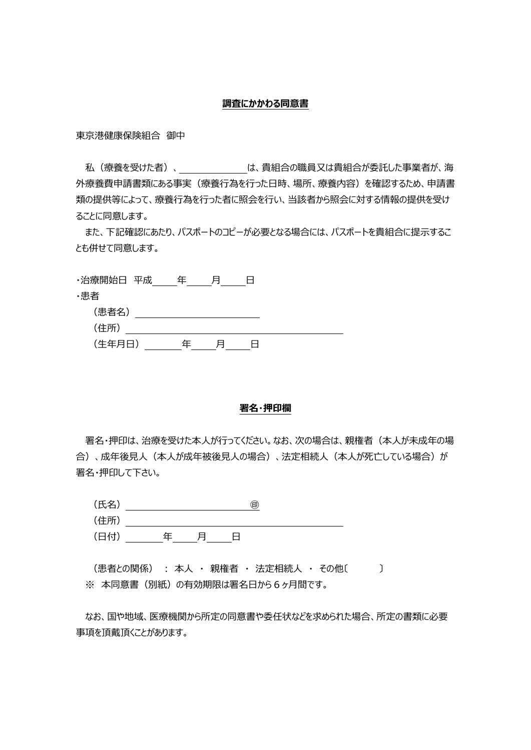## 調査にかかわる同意書

東京港健康保険組合　御中

私（療養を受けた者）、＿＿＿＿＿＿＿は、貴組合の職員又は貴組合が委託した事業者が、海外療養費申請書類にある事実（療養行為を行った日時、場所、療養内容）を確認するため、申請書類の提供等によって、療養行為を行った者に照会を行い、当該者から照会に対する情報の提供を受けることに同意します。

また、下記確認にあたり、パスポートのコピーが必要となる場合には、パスポートを貴組合に提示することも併せて同意します。

・治療開始日　平成＿＿年＿＿月＿＿日

・患者

（患者名）＿＿＿＿＿＿＿＿＿＿＿＿

（住所）＿＿＿＿＿＿＿＿＿＿＿＿＿＿＿＿＿＿＿＿＿＿

（生年月日）＿＿＿＿年＿＿月＿＿日

## 署名・押印欄

署名・押印は、治療を受けた本人が行ってください。なお、次の場合は、親権者（本人が未成年の場合）、成年後見人（本人が成年被後見人の場合）、法定相続人（本人が死亡している場合）が署名・押印して下さい。

（氏名）＿＿＿＿＿＿＿＿＿＿＿＿㊞

（住所）＿＿＿＿＿＿＿＿＿＿＿＿＿＿＿＿＿＿＿＿＿＿

（日付）＿＿＿＿年＿＿月＿＿日

（患者との関係）　：本人　・　親権者　・　法定相続人　・　その他〔　　　　〕

※　本同意書（別紙）の有効期限は署名日から６ヶ月間です。

なお、国や地域、医療機関から所定の同意書や委任状などを求められた場合、所定の書類に必要事項を頂戴頂くことがあります。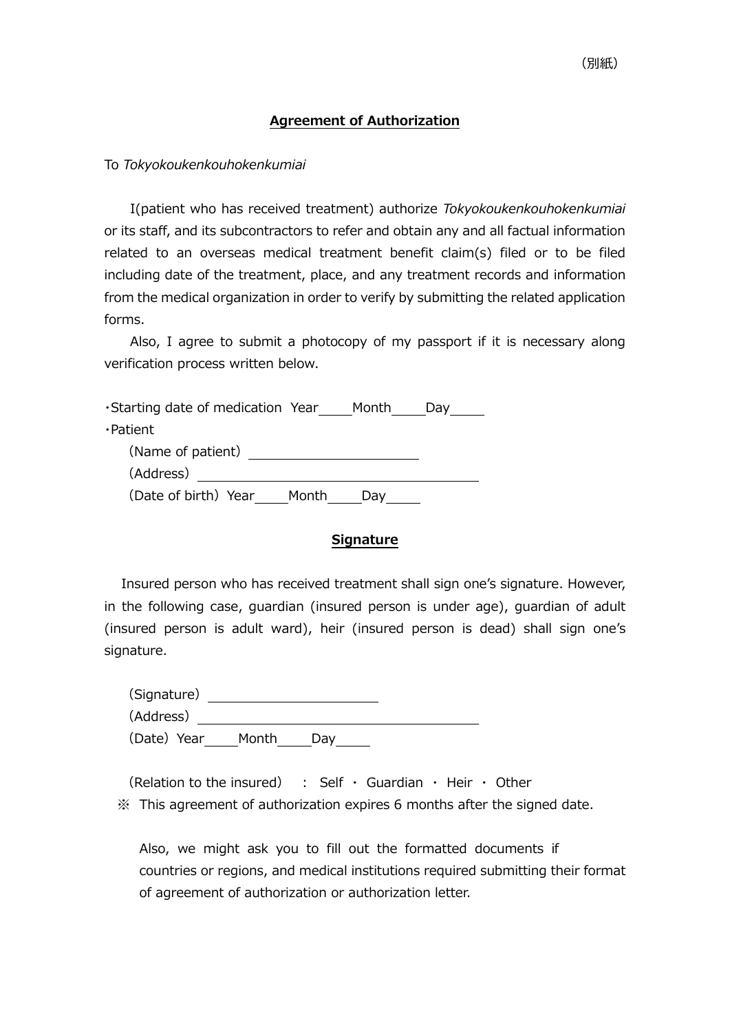（別紙）

## Agreement of Authorization

To *Tokyokoukenkouhokenkumiai*

I(patient who has received treatment) authorize *Tokyokoukenkouhokenkumiai* or its staff, and its subcontractors to refer and obtain any and all factual information related to an overseas medical treatment benefit claim(s) filed or to be filed including date of the treatment, place, and any treatment records and information from the medical organization in order to verify by submitting the related application forms.

Also, I agree to submit a photocopy of my passport if it is necessary along verification process written below.

・Starting date of medication Year\_\_\_\_Month\_\_\_\_Day\_\_\_\_

・Patient

（Name of patient） \_\_\_\_\_\_\_\_\_\_\_\_\_\_\_\_\_\_\_\_

（Address） \_\_\_\_\_\_\_\_\_\_\_\_\_\_\_\_\_\_\_\_\_\_\_\_\_\_\_\_\_\_\_\_\_\_

（Date of birth） Year\_\_\_\_Month\_\_\_\_Day\_\_\_\_

## Signature

Insured person who has received treatment shall sign one's signature. However, in the following case, guardian (insured person is under age), guardian of adult (insured person is adult ward), heir (insured person is dead) shall sign one's signature.

（Signature） \_\_\_\_\_\_\_\_\_\_\_\_\_\_\_\_\_\_\_\_

（Address） \_\_\_\_\_\_\_\_\_\_\_\_\_\_\_\_\_\_\_\_\_\_\_\_\_\_\_\_\_\_\_\_\_\_

（Date） Year\_\_\_\_Month\_\_\_\_Day\_\_\_\_

（Relation to the insured） ： Self ・ Guardian ・ Heir ・ Other

※ This agreement of authorization expires 6 months after the signed date.

Also, we might ask you to fill out the formatted documents if countries or regions, and medical institutions required submitting their format of agreement of authorization or authorization letter.